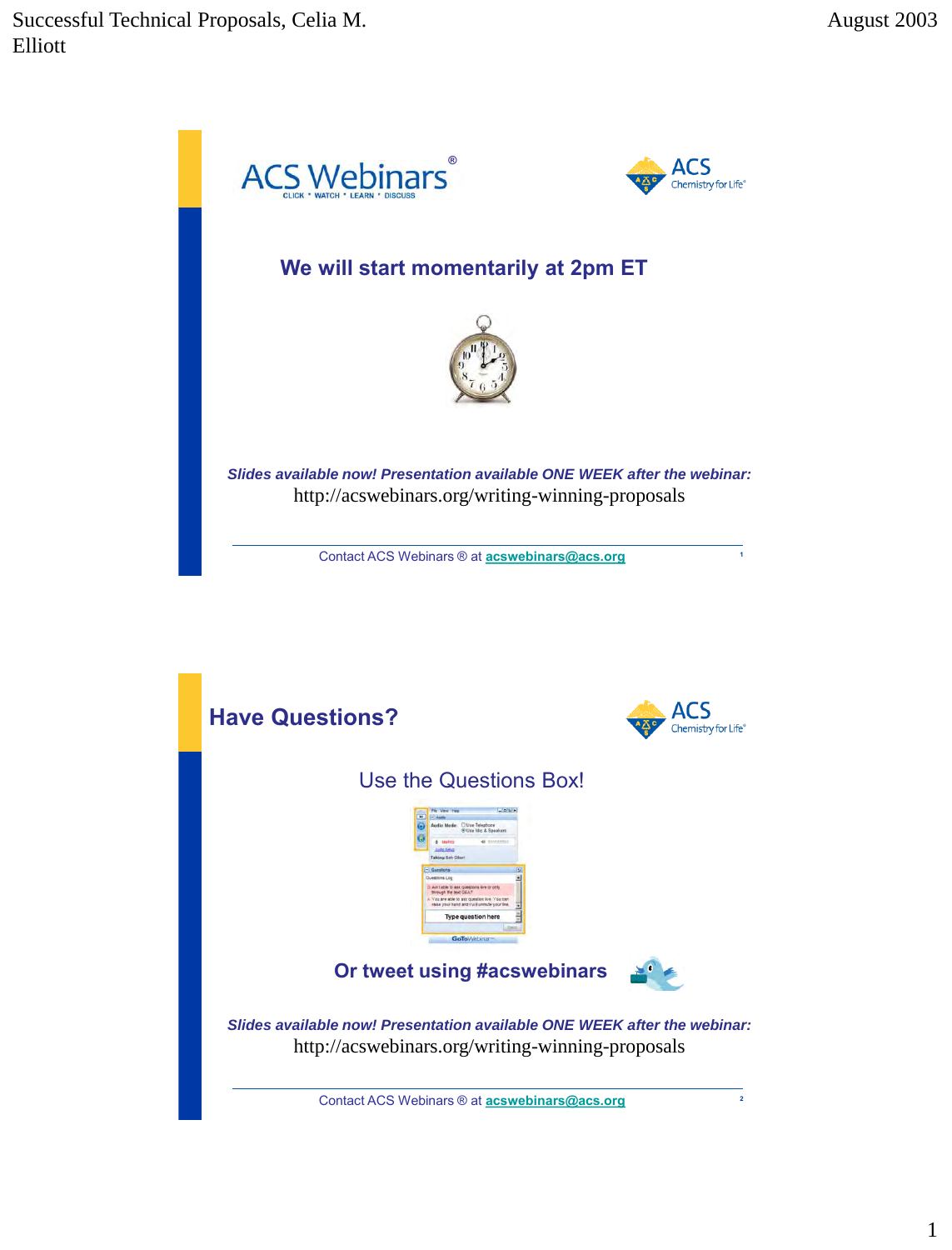ACS Webinars®

CLICK • WATCH • LEARN • DISCUSS

ACS Chemistry for Life®

## We will start momentarily at 2pm ET

*Slides available now! Presentation available ONE WEEK after the webinar:*
http://acswebinars.org/writing-winning-proposals

Contact ACS Webinars ® at acswebinars@acs.org

---

## Have Questions?

ACS Chemistry for Life®

Use the Questions Box!

**Or tweet using #acswebinars**

*Slides available now! Presentation available ONE WEEK after the webinar:*
http://acswebinars.org/writing-winning-proposals

Contact ACS Webinars ® at acswebinars@acs.org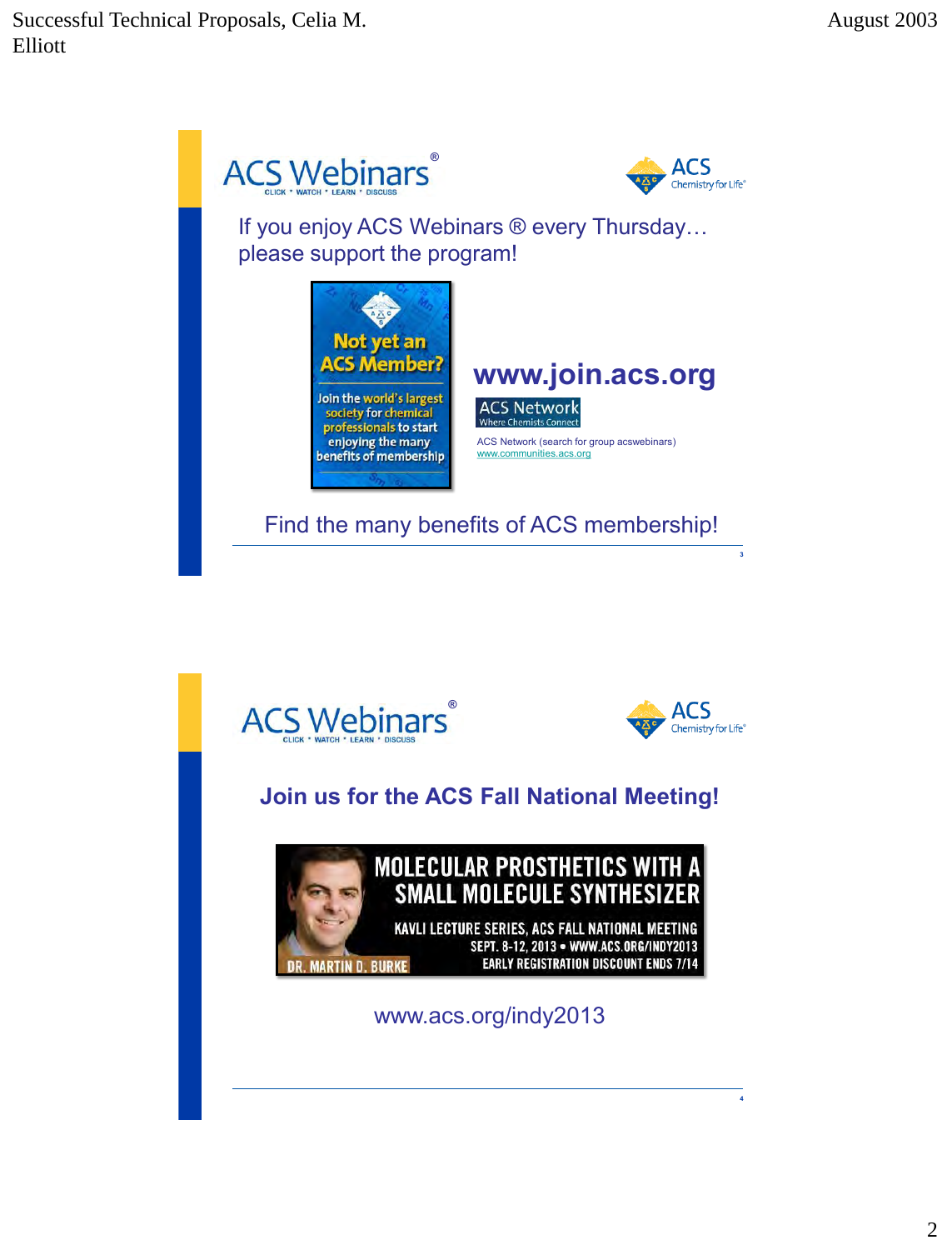## ACS Webinars®

CLICK • WATCH • LEARN • DISCUSS

ACS Chemistry for Life®

If you enjoy ACS Webinars ® every Thursday… please support the program!

**Not yet an ACS Member?**

Join the world's largest society for chemical professionals to start enjoying the many benefits of membership

**www.join.acs.org**

ACS Network — Where Chemists Connect

ACS Network (search for group acswebinars)
www.communities.acs.org

Find the many benefits of ACS membership!

---

## ACS Webinars®

CLICK • WATCH • LEARN • DISCUSS

ACS Chemistry for Life®

**Join us for the ACS Fall National Meeting!**

MOLECULAR PROSTHETICS WITH A SMALL MOLECULE SYNTHESIZER

KAVLI LECTURE SERIES, ACS FALL NATIONAL MEETING
SEPT. 8-12, 2013 • WWW.ACS.ORG/INDY2013
EARLY REGISTRATION DISCOUNT ENDS 7/14

DR. MARTIN D. BURKE

www.acs.org/indy2013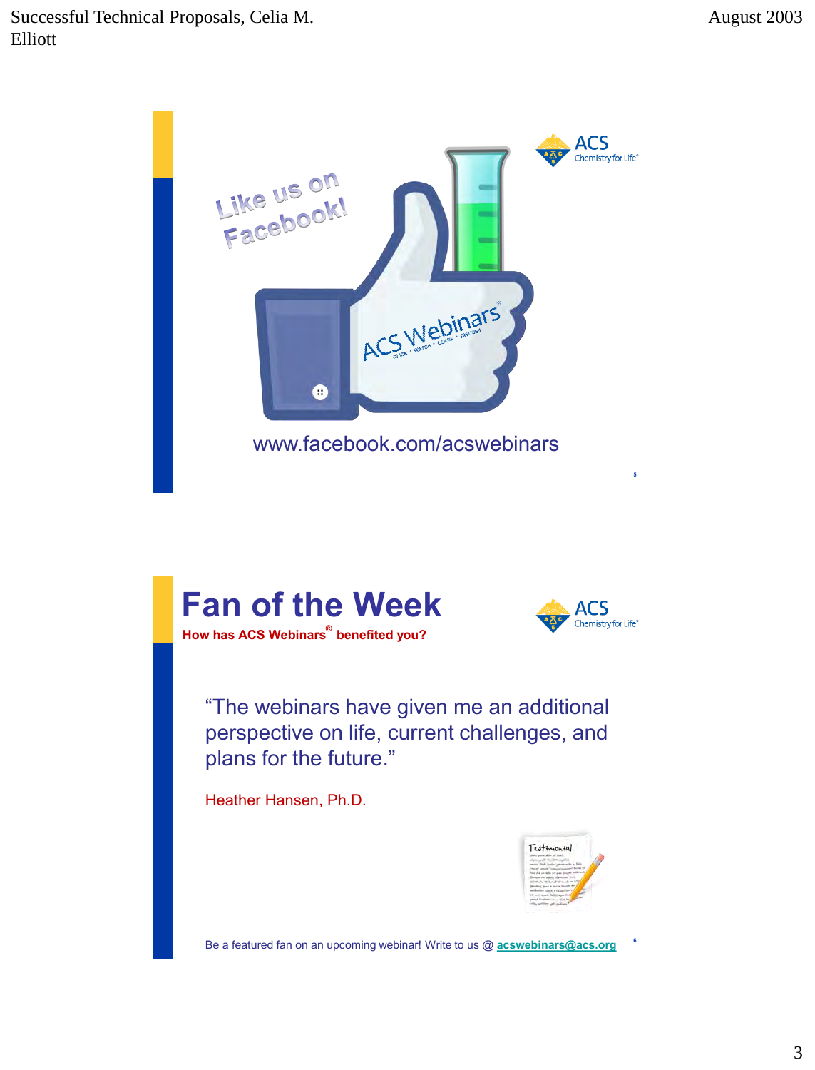Like us on Facebook!

ACS Webinars®

CLICK · WATCH · LEARN · DISCUSS

www.facebook.com/acswebinars

## Fan of the Week

**How has ACS Webinars® benefited you?**

"The webinars have given me an additional perspective on life, current challenges, and plans for the future."

Heather Hansen, Ph.D.

Be a featured fan on an upcoming webinar! Write to us @ acswebinars@acs.org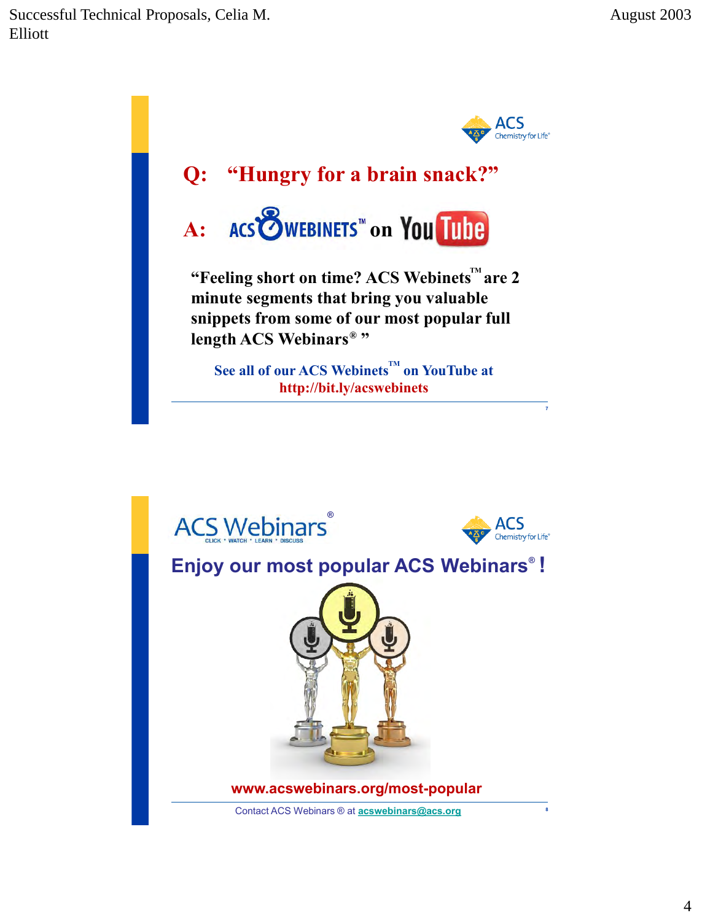Q: "Hungry for a brain snack?"

A: ACS WEBINETS™ on YouTube

"Feeling short on time? ACS Webinets™ are 2 minute segments that bring you valuable snippets from some of our most popular full length ACS Webinars® "

See all of our ACS Webinets™ on YouTube at
http://bit.ly/acswebinets

---

ACS Webinars®
CLICK • WATCH • LEARN • DISCUSS

**Enjoy our most popular ACS Webinars® !**

www.acswebinars.org/most-popular

Contact ACS Webinars ® at acswebinars@acs.org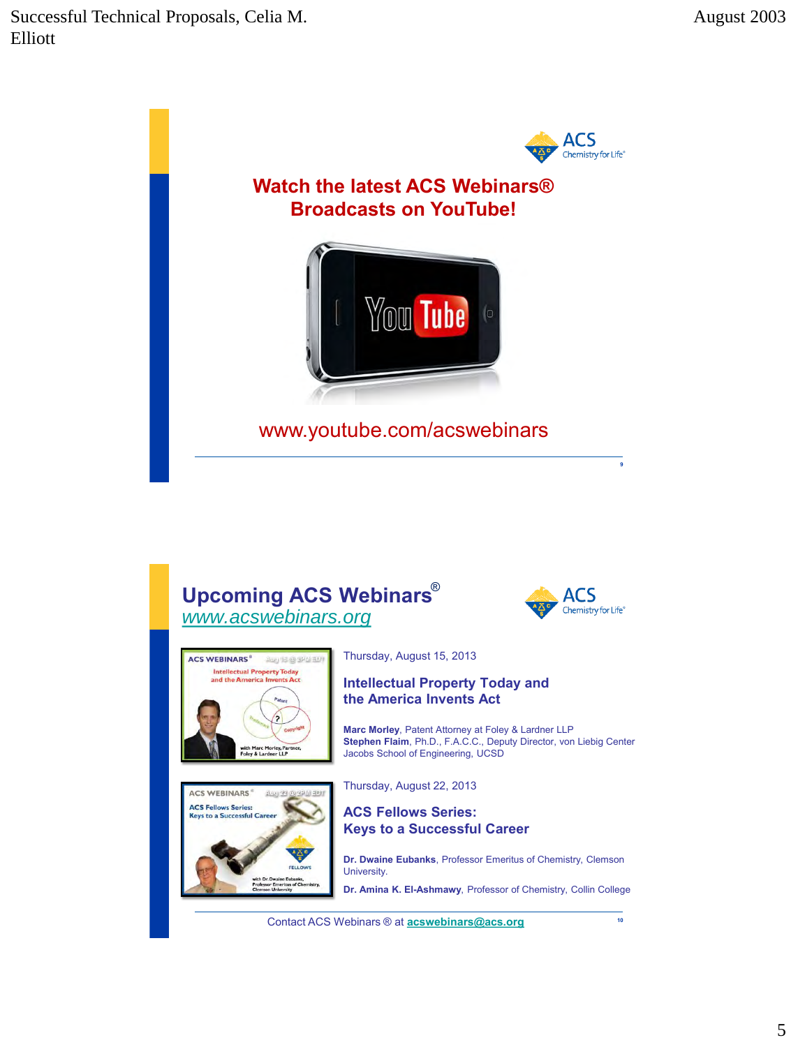## Watch the latest ACS Webinars® Broadcasts on YouTube!

www.youtube.com/acswebinars

## Upcoming ACS Webinars®

www.acswebinars.org

Thursday, August 15, 2013

### Intellectual Property Today and the America Invents Act

**Marc Morley**, Patent Attorney at Foley & Lardner LLP
**Stephen Flaim**, Ph.D., F.A.C.C., Deputy Director, von Liebig Center Jacobs School of Engineering, UCSD

Thursday, August 22, 2013

### ACS Fellows Series: Keys to a Successful Career

**Dr. Dwaine Eubanks**, Professor Emeritus of Chemistry, Clemson University.

**Dr. Amina K. El-Ashmawy**, Professor of Chemistry, Collin College

Contact ACS Webinars ® at acswebinars@acs.org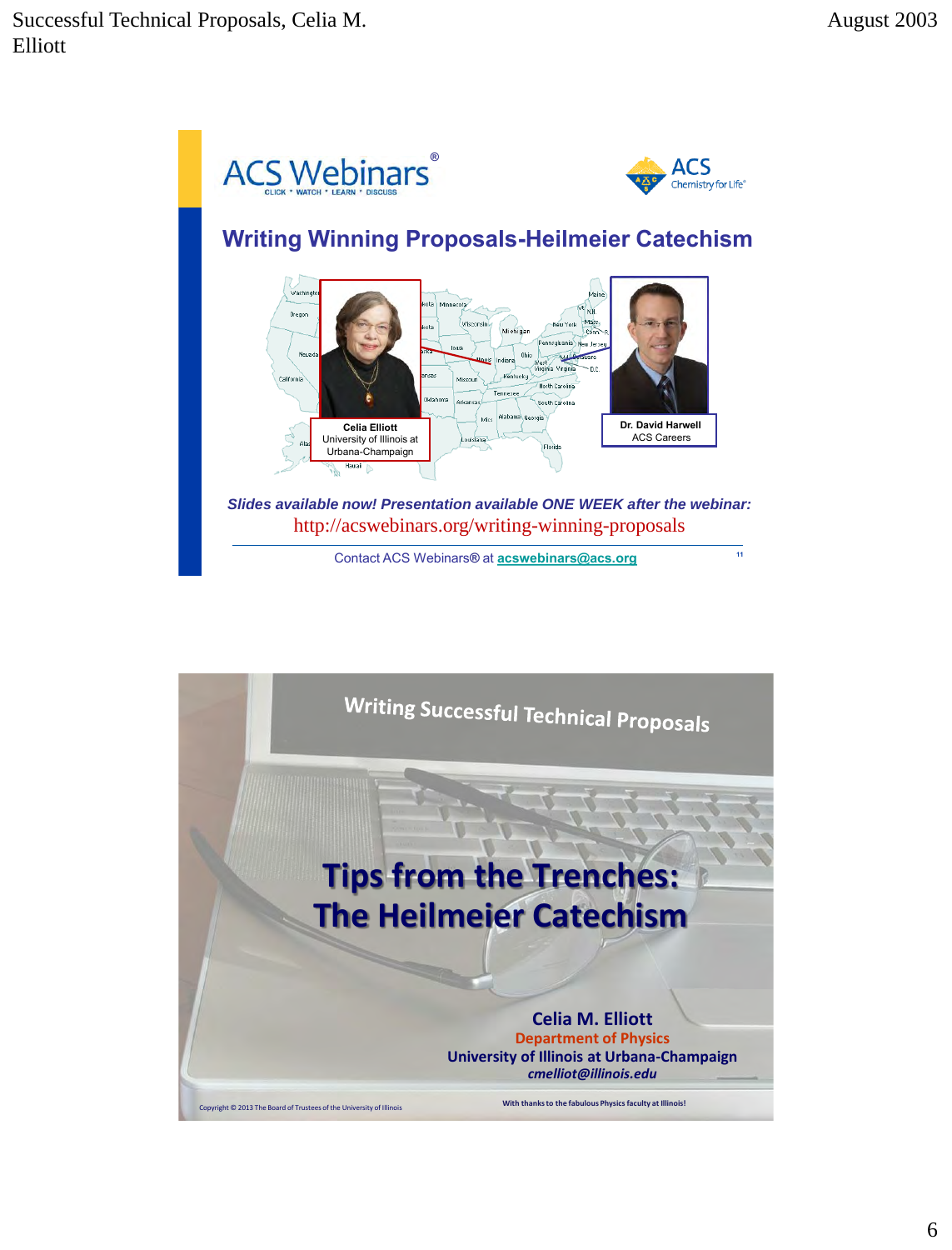ACS Webinars®
CLICK • WATCH • LEARN • DISCUSS

ACS Chemistry for Life®

## Writing Winning Proposals-Heilmeier Catechism

**Celia Elliott**
University of Illinois at Urbana-Champaign

**Dr. David Harwell**
ACS Careers

***Slides available now! Presentation available ONE WEEK after the webinar:***
http://acswebinars.org/writing-winning-proposals

Contact ACS Webinars® at **acswebinars@acs.org**

11

---

Writing Successful Technical Proposals

# Tips from the Trenches: The Heilmeier Catechism

**Celia M. Elliott**
Department of Physics
University of Illinois at Urbana-Champaign
*cmelliot@illinois.edu*

Copyright © 2013 The Board of Trustees of the University of Illinois

With thanks to the fabulous Physics faculty at Illinois!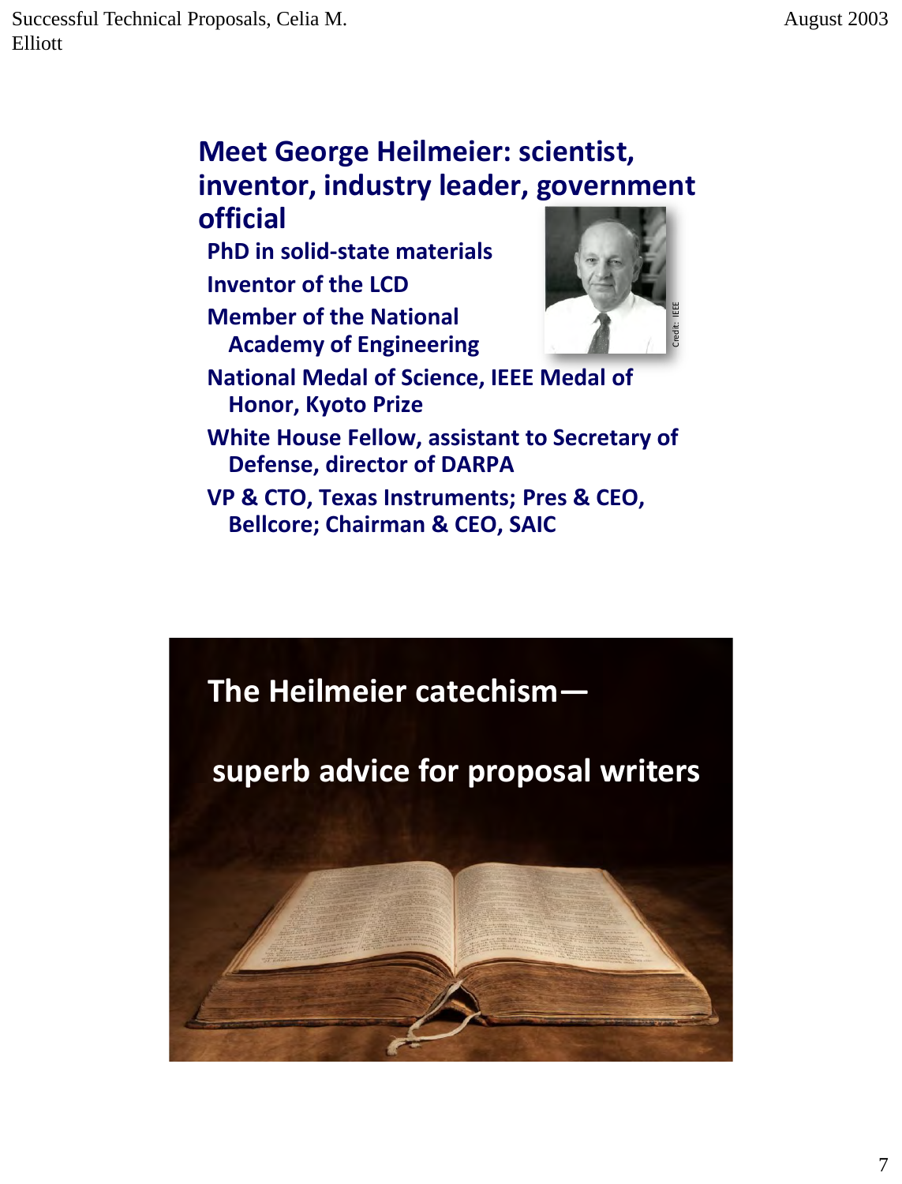## Meet George Heilmeier: scientist, inventor, industry leader, government official

- PhD in solid-state materials
- Inventor of the LCD
- Member of the National Academy of Engineering
- National Medal of Science, IEEE Medal of Honor, Kyoto Prize
- White House Fellow, assistant to Secretary of Defense, director of DARPA
- VP & CTO, Texas Instruments; Pres & CEO, Bellcore; Chairman & CEO, SAIC

Credit: IEEE

## The Heilmeier catechism—

## superb advice for proposal writers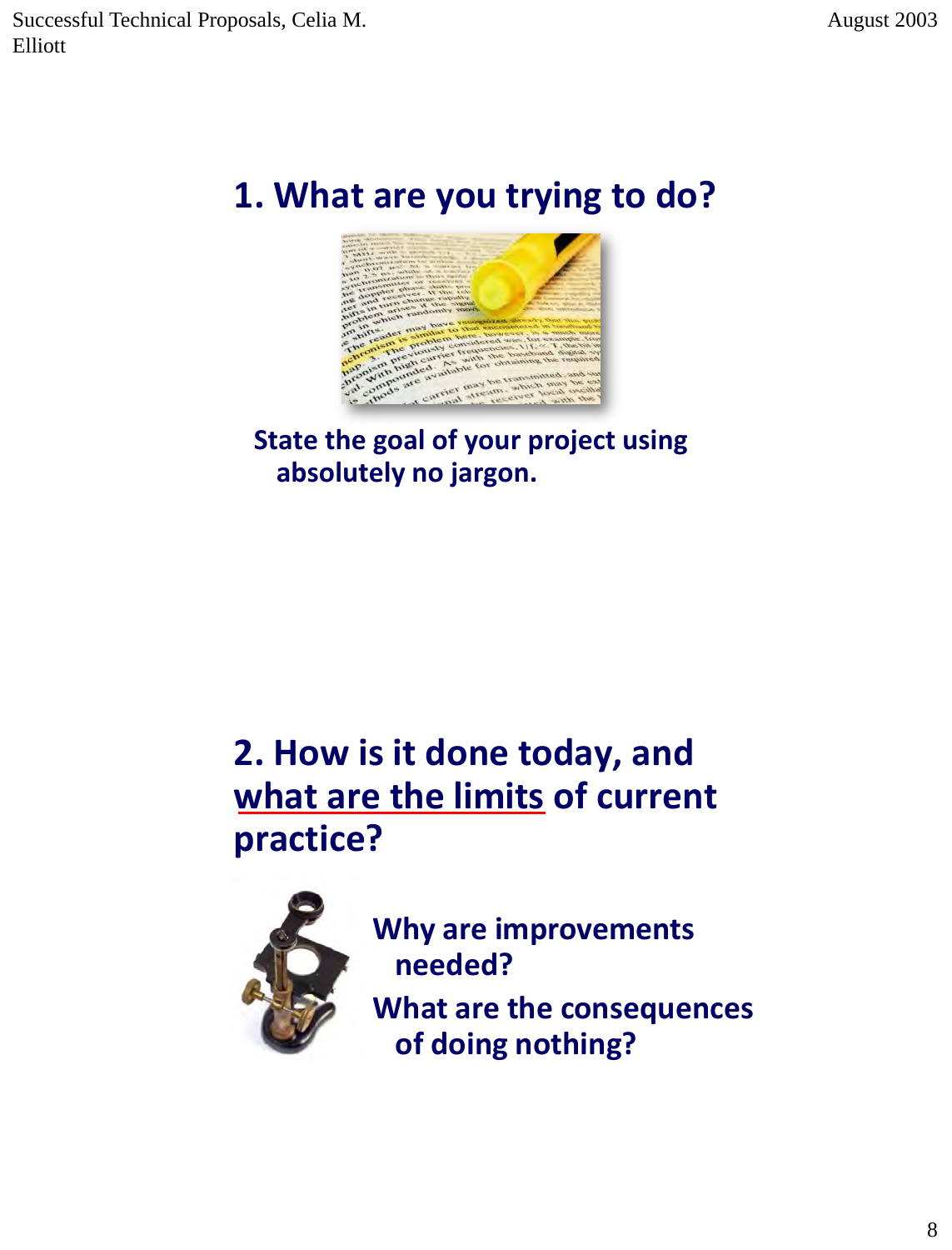## 1. What are you trying to do?

**State the goal of your project using absolutely no jargon.**

## 2. How is it done today, and what are the limits of current practice?

**Why are improvements needed?**

**What are the consequences of doing nothing?**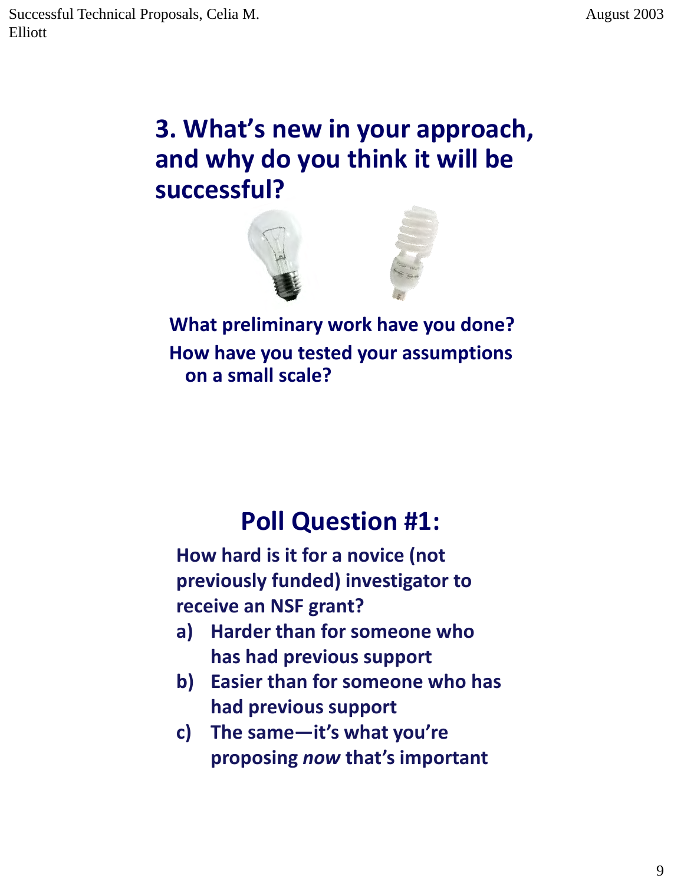## 3. What's new in your approach, and why do you think it will be successful?

**What preliminary work have you done?**

**How have you tested your assumptions on a small scale?**

## Poll Question #1:

**How hard is it for a novice (not previously funded) investigator to receive an NSF grant?**

a) **Harder than for someone who has had previous support**
b) **Easier than for someone who has had previous support**
c) **The same—it's what you're proposing *now* that's important**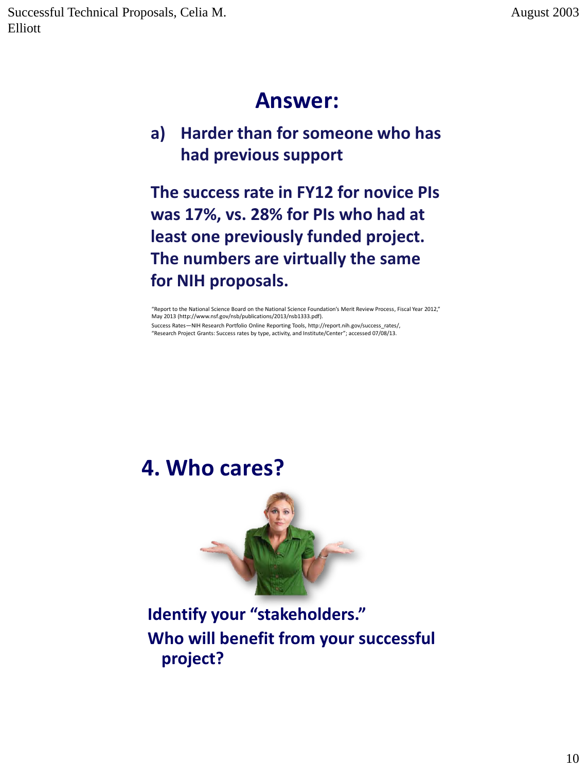## Answer:

a) **Harder than for someone who has had previous support**

**The success rate in FY12 for novice PIs was 17%, vs. 28% for PIs who had at least one previously funded project. The numbers are virtually the same for NIH proposals.**

"Report to the National Science Board on the National Science Foundation's Merit Review Process, Fiscal Year 2012," May 2013 (http://www.nsf.gov/nsb/publications/2013/nsb1333.pdf).

Success Rates—NIH Research Portfolio Online Reporting Tools, http://report.nih.gov/success_rates/, "Research Project Grants: Success rates by type, activity, and Institute/Center"; accessed 07/08/13.

## 4. Who cares?

**Identify your "stakeholders."**

**Who will benefit from your successful project?**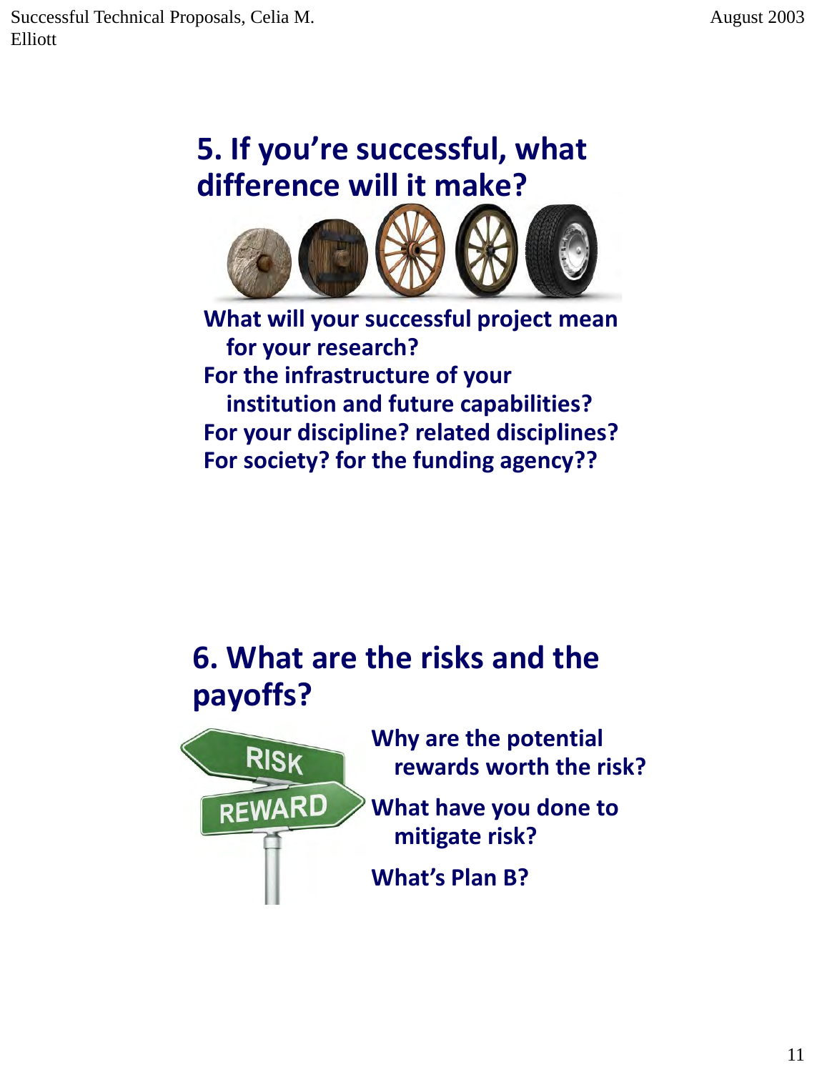## 5. If you're successful, what difference will it make?

What will your successful project mean for your research?
For the infrastructure of your institution and future capabilities?
For your discipline? related disciplines?
For society? for the funding agency??

## 6. What are the risks and the payoffs?

Why are the potential rewards worth the risk?

What have you done to mitigate risk?

What's Plan B?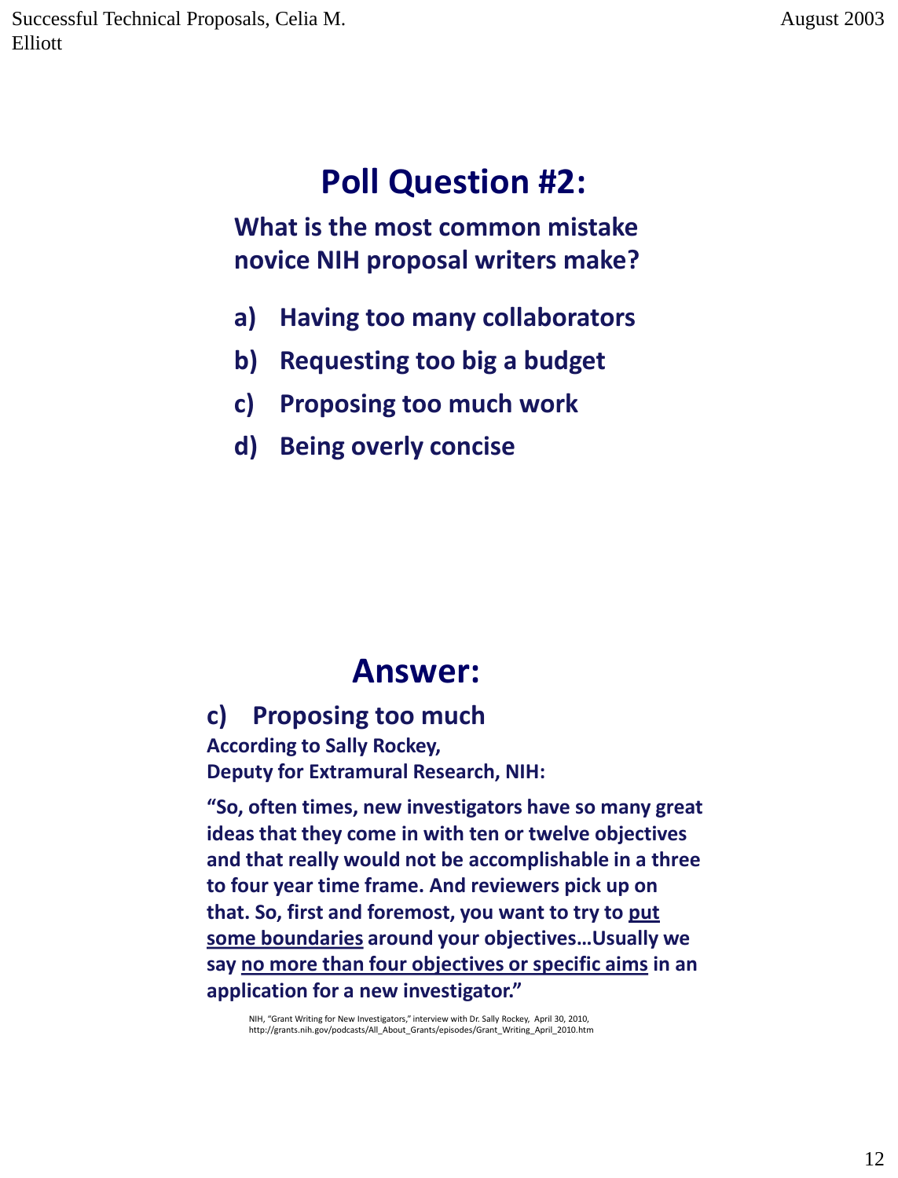## Poll Question #2:

**What is the most common mistake novice NIH proposal writers make?**

a) Having too many collaborators

b) Requesting too big a budget

c) Proposing too much work

d) Being overly concise

## Answer:

**c) Proposing too much**

**According to Sally Rockey, Deputy for Extramural Research, NIH:**

**"So, often times, new investigators have so many great ideas that they come in with ten or twelve objectives and that really would not be accomplishable in a three to four year time frame. And reviewers pick up on that. So, first and foremost, you want to try to <u>put some boundaries</u> around your objectives…Usually we say <u>no more than four objectives or specific aims</u> in an application for a new investigator."**

NIH, "Grant Writing for New Investigators," interview with Dr. Sally Rockey, April 30, 2010, http://grants.nih.gov/podcasts/All_About_Grants/episodes/Grant_Writing_April_2010.htm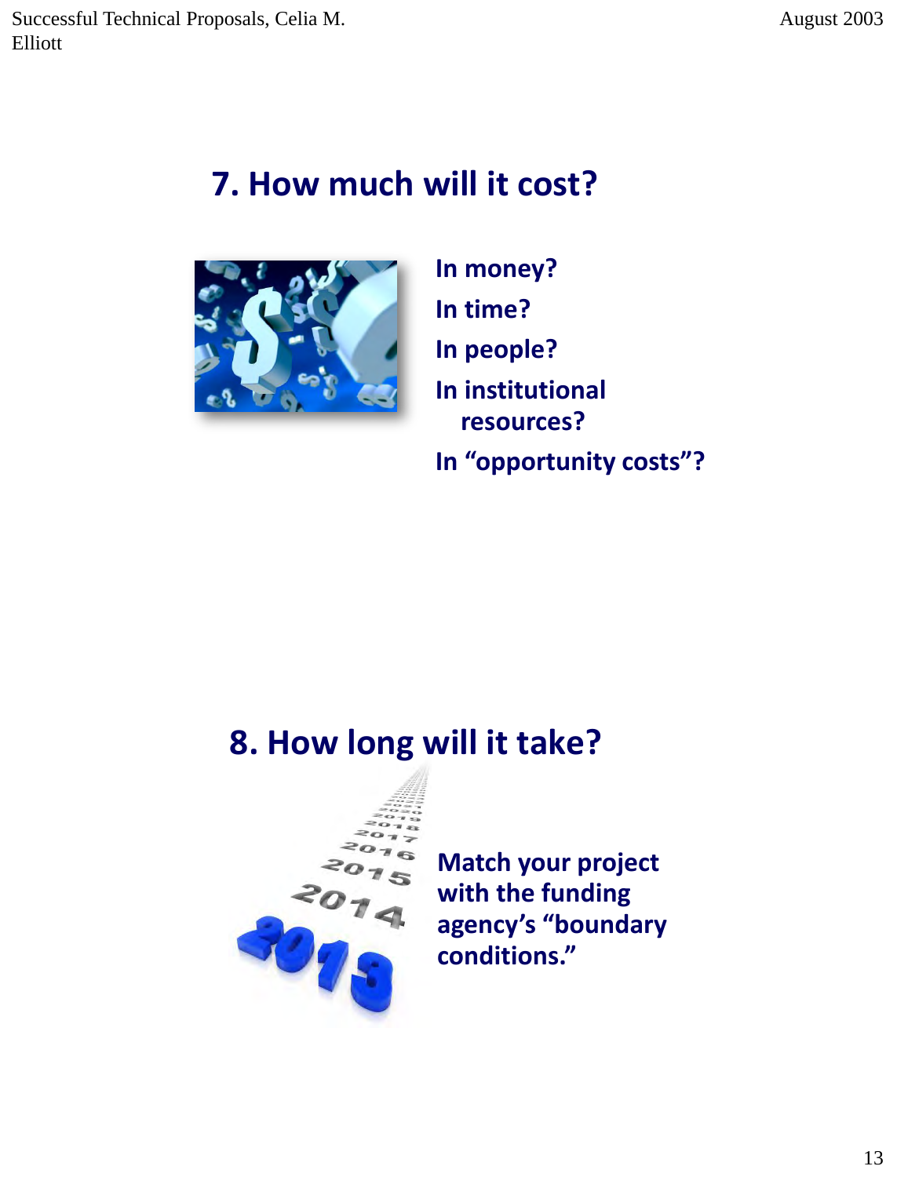## 7. How much will it cost?

In money?

In time?

In people?

In institutional resources?

In "opportunity costs"?

## 8. How long will it take?

Match your project with the funding agency's "boundary conditions."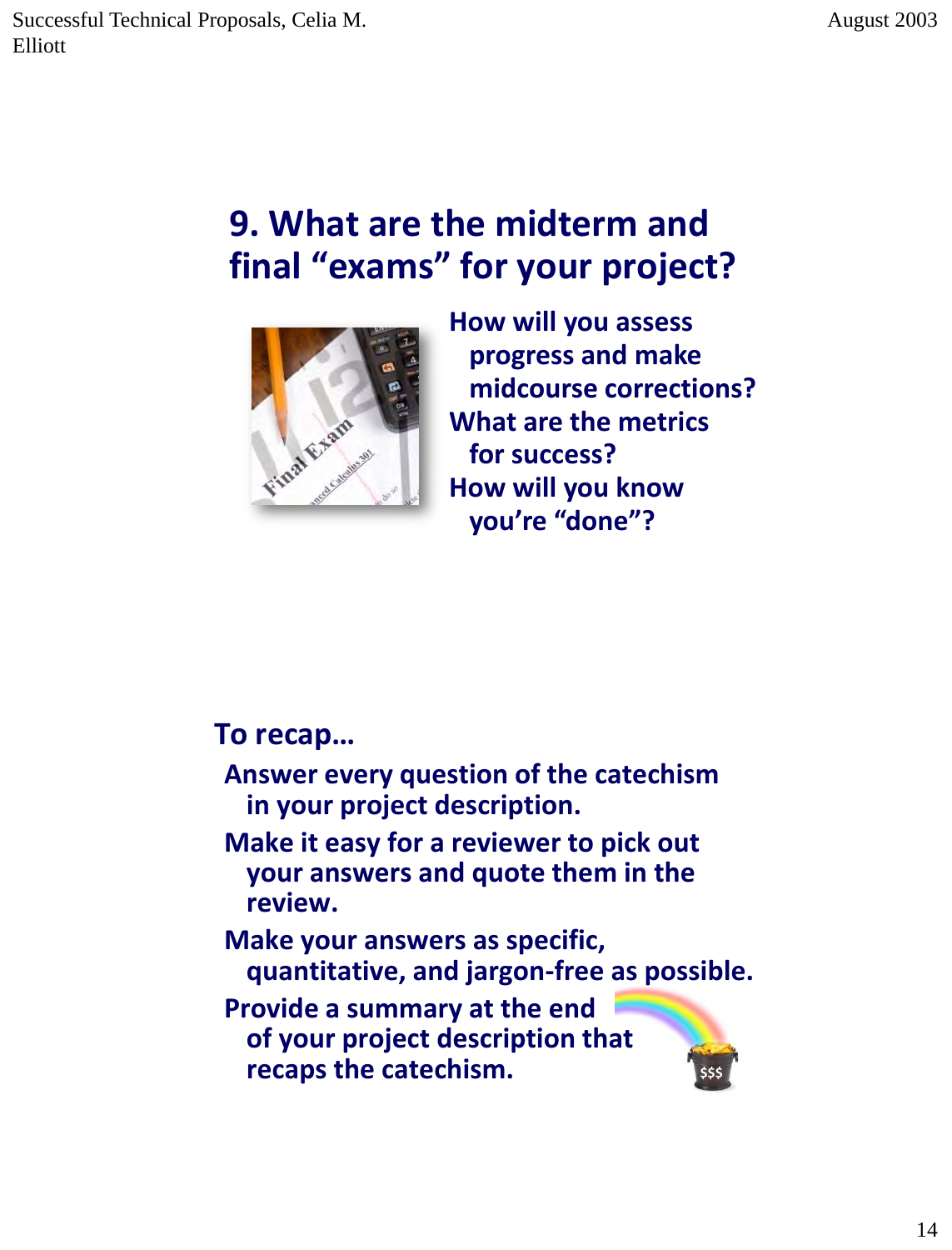## 9. What are the midterm and final "exams" for your project?

How will you assess progress and make midcourse corrections?

What are the metrics for success?

How will you know you're "done"?

### To recap…

Answer every question of the catechism in your project description.

Make it easy for a reviewer to pick out your answers and quote them in the review.

Make your answers as specific, quantitative, and jargon-free as possible.

Provide a summary at the end of your project description that recaps the catechism.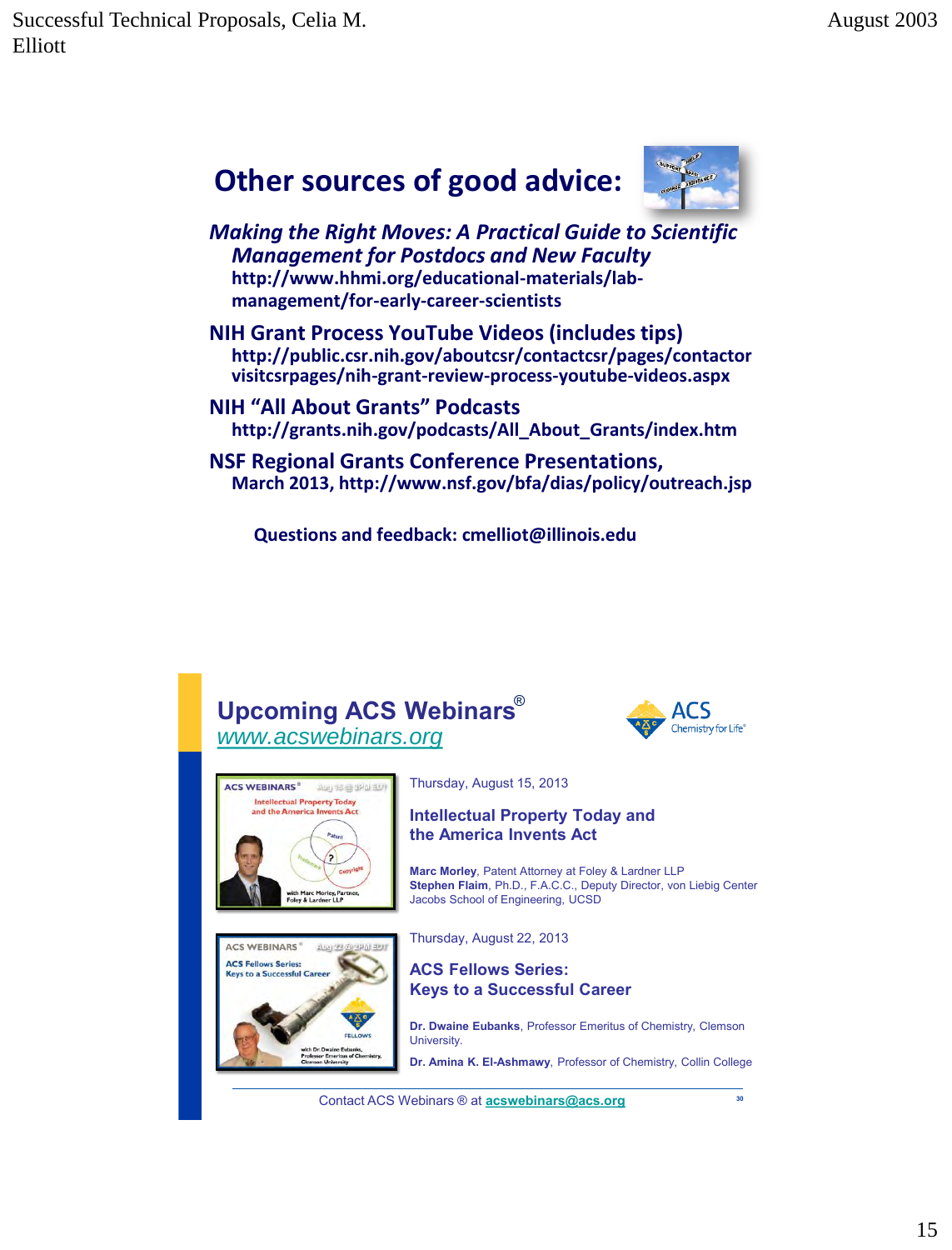## Other sources of good advice:

*Making the Right Moves: A Practical Guide to Scientific Management for Postdocs and New Faculty*
http://www.hhmi.org/educational-materials/lab-management/for-early-career-scientists

**NIH Grant Process YouTube Videos (includes tips)**
http://public.csr.nih.gov/aboutcsr/contactcsr/pages/contactorvisitcsrpages/nih-grant-review-process-youtube-videos.aspx

**NIH "All About Grants" Podcasts**
http://grants.nih.gov/podcasts/All_About_Grants/index.htm

**NSF Regional Grants Conference Presentations,**
March 2013, http://www.nsf.gov/bfa/dias/policy/outreach.jsp

**Questions and feedback: cmelliot@illinois.edu**

## Upcoming ACS Webinars®

www.acswebinars.org

ACS Chemistry for Life®

Thursday, August 15, 2013

**Intellectual Property Today and the America Invents Act**

**Marc Morley**, Patent Attorney at Foley & Lardner LLP
**Stephen Flaim**, Ph.D., F.A.C.C., Deputy Director, von Liebig Center Jacobs School of Engineering, UCSD

Thursday, August 22, 2013

**ACS Fellows Series: Keys to a Successful Career**

**Dr. Dwaine Eubanks**, Professor Emeritus of Chemistry, Clemson University.

**Dr. Amina K. El-Ashmawy**, Professor of Chemistry, Collin College

Contact ACS Webinars ® at acswebinars@acs.org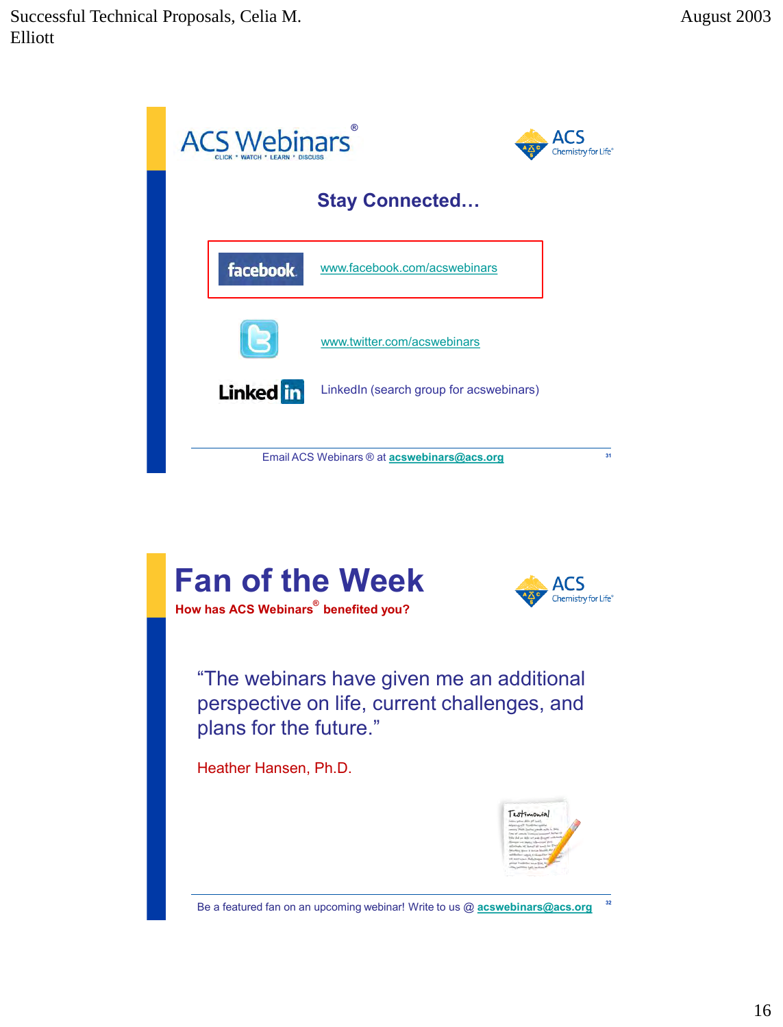ACS Webinars®

CLICK • WATCH • LEARN • DISCUSS

ACS Chemistry for Life®

## Stay Connected…

facebook www.facebook.com/acswebinars

www.twitter.com/acswebinars

LinkedIn — LinkedIn (search group for acswebinars)

Email ACS Webinars ® at **acswebinars@acs.org**

31

## Fan of the Week

**How has ACS Webinars® benefited you?**

ACS Chemistry for Life®

"The webinars have given me an additional perspective on life, current challenges, and plans for the future."

Heather Hansen, Ph.D.

Be a featured fan on an upcoming webinar! Write to us @ **acswebinars@acs.org**

32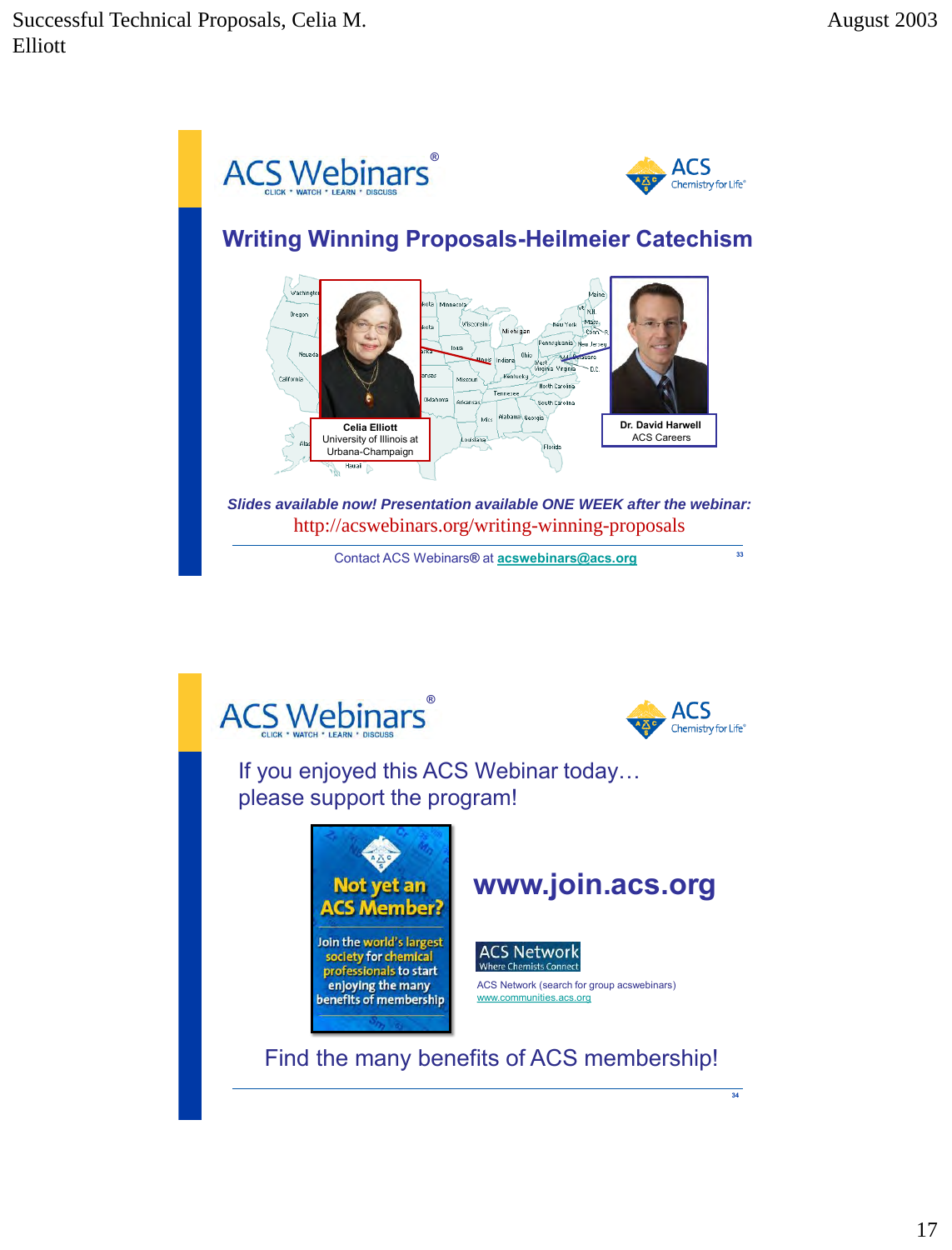## ACS Webinars®

CLICK • WATCH • LEARN • DISCUSS

ACS Chemistry for Life®

### Writing Winning Proposals-Heilmeier Catechism

**Celia Elliott**
University of Illinois at Urbana-Champaign

**Dr. David Harwell**
ACS Careers

***Slides available now! Presentation available ONE WEEK after the webinar:***

http://acswebinars.org/writing-winning-proposals

Contact ACS Webinars® at **acswebinars@acs.org**

33

---

## ACS Webinars®

CLICK • WATCH • LEARN • DISCUSS

ACS Chemistry for Life®

If you enjoyed this ACS Webinar today…
please support the program!

**Not yet an ACS Member?**

Join the world's largest society for chemical professionals to start enjoying the many benefits of membership

**www.join.acs.org**

ACS Network
Where Chemists Connect

ACS Network (search for group acswebinars)
www.communities.acs.org

Find the many benefits of ACS membership!

34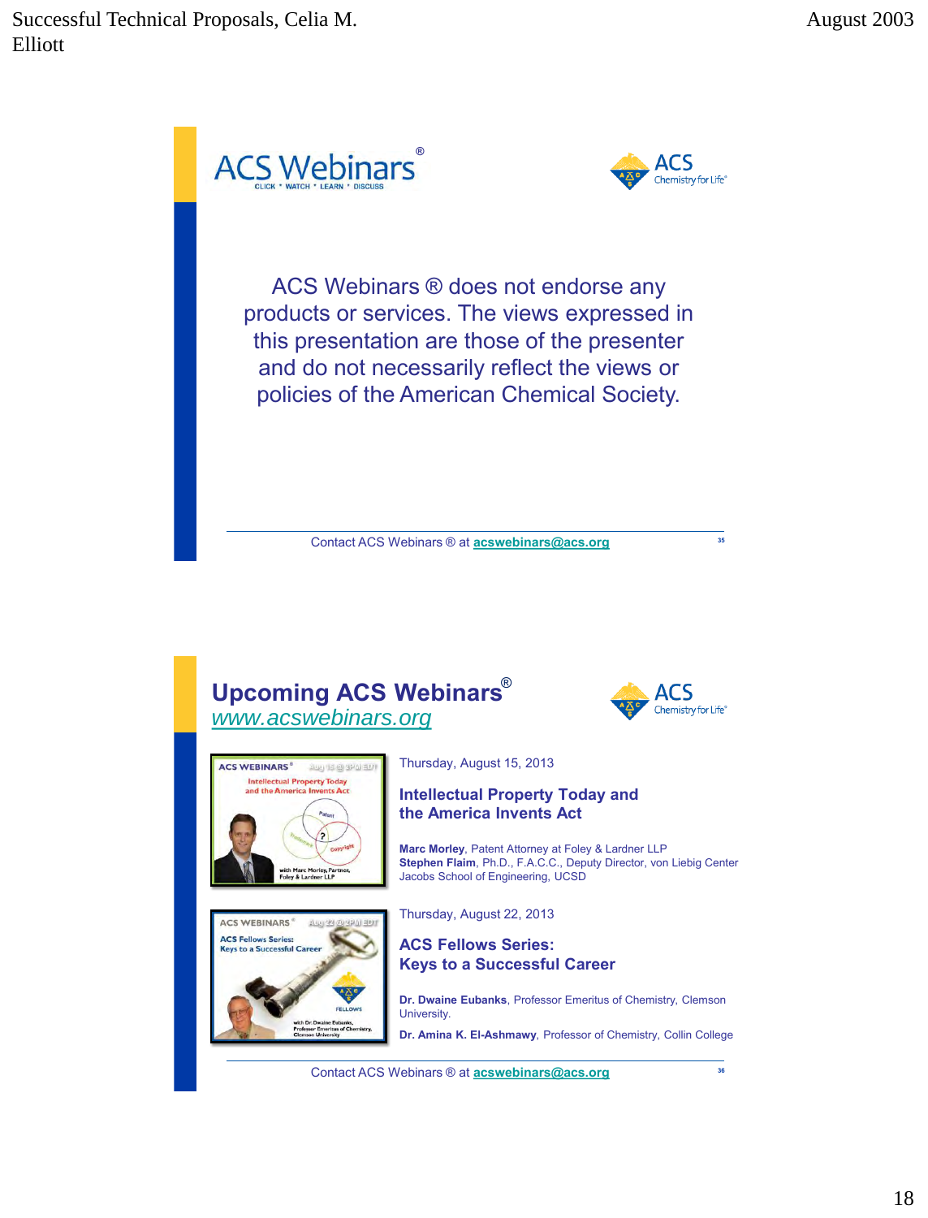ACS Webinars®

CLICK • WATCH • LEARN • DISCUSS

ACS Chemistry for Life®

ACS Webinars ® does not endorse any products or services. The views expressed in this presentation are those of the presenter and do not necessarily reflect the views or policies of the American Chemical Society.

Contact ACS Webinars ® at acswebinars@acs.org

35

## Upcoming ACS Webinars®

*www.acswebinars.org*

ACS Chemistry for Life®

Thursday, August 15, 2013

**Intellectual Property Today and the America Invents Act**

**Marc Morley**, Patent Attorney at Foley & Lardner LLP

**Stephen Flaim**, Ph.D., F.A.C.C., Deputy Director, von Liebig Center Jacobs School of Engineering, UCSD

Thursday, August 22, 2013

**ACS Fellows Series: Keys to a Successful Career**

**Dr. Dwaine Eubanks**, Professor Emeritus of Chemistry, Clemson University.

**Dr. Amina K. El-Ashmawy**, Professor of Chemistry, Collin College

Contact ACS Webinars ® at acswebinars@acs.org

36